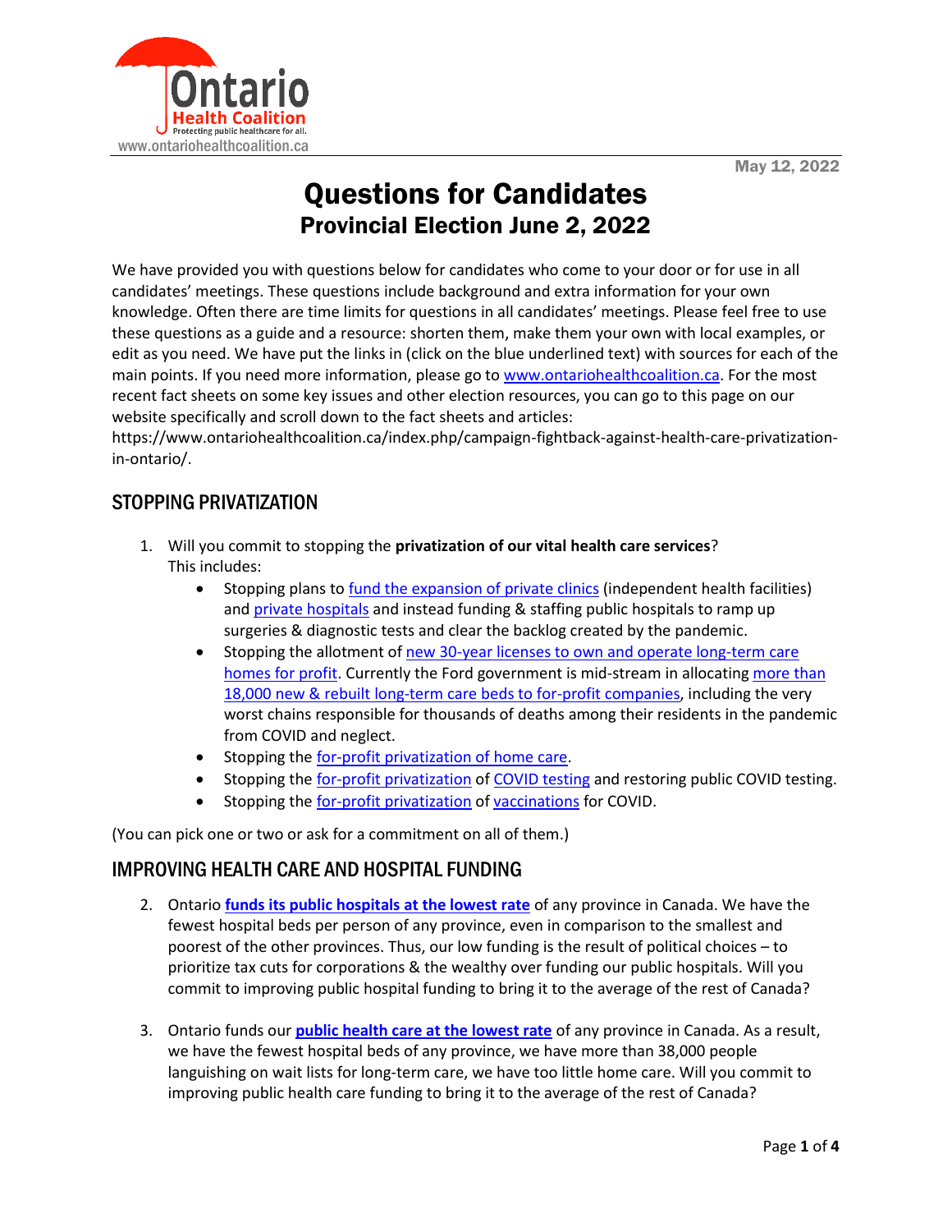Ontario Health Coalition
Protecting public healthcare for all.
www.ontariohealthcoalition.ca

May 12, 2022

# Questions for Candidates
## Provincial Election June 2, 2022

We have provided you with questions below for candidates who come to your door or for use in all candidates' meetings. These questions include background and extra information for your own knowledge. Often there are time limits for questions in all candidates' meetings. Please feel free to use these questions as a guide and a resource: shorten them, make them your own with local examples, or edit as you need. We have put the links in (click on the blue underlined text) with sources for each of the main points. If you need more information, please go to www.ontariohealthcoalition.ca. For the most recent fact sheets on some key issues and other election resources, you can go to this page on our website specifically and scroll down to the fact sheets and articles: https://www.ontariohealthcoalition.ca/index.php/campaign-fightback-against-health-care-privatization-in-ontario/.

## STOPPING PRIVATIZATION

1. Will you commit to stopping the **privatization of our vital health care services**? This includes:
   - Stopping plans to fund the expansion of private clinics (independent health facilities) and private hospitals and instead funding & staffing public hospitals to ramp up surgeries & diagnostic tests and clear the backlog created by the pandemic.
   - Stopping the allotment of new 30-year licenses to own and operate long-term care homes for profit. Currently the Ford government is mid-stream in allocating more than 18,000 new & rebuilt long-term care beds to for-profit companies, including the very worst chains responsible for thousands of deaths among their residents in the pandemic from COVID and neglect.
   - Stopping the for-profit privatization of home care.
   - Stopping the for-profit privatization of COVID testing and restoring public COVID testing.
   - Stopping the for-profit privatization of vaccinations for COVID.

(You can pick one or two or ask for a commitment on all of them.)

## IMPROVING HEALTH CARE AND HOSPITAL FUNDING

2. Ontario **funds its public hospitals at the lowest rate** of any province in Canada. We have the fewest hospital beds per person of any province, even in comparison to the smallest and poorest of the other provinces. Thus, our low funding is the result of political choices – to prioritize tax cuts for corporations & the wealthy over funding our public hospitals. Will you commit to improving public hospital funding to bring it to the average of the rest of Canada?

3. Ontario funds our **public health care at the lowest rate** of any province in Canada. As a result, we have the fewest hospital beds of any province, we have more than 38,000 people languishing on wait lists for long-term care, we have too little home care. Will you commit to improving public health care funding to bring it to the average of the rest of Canada?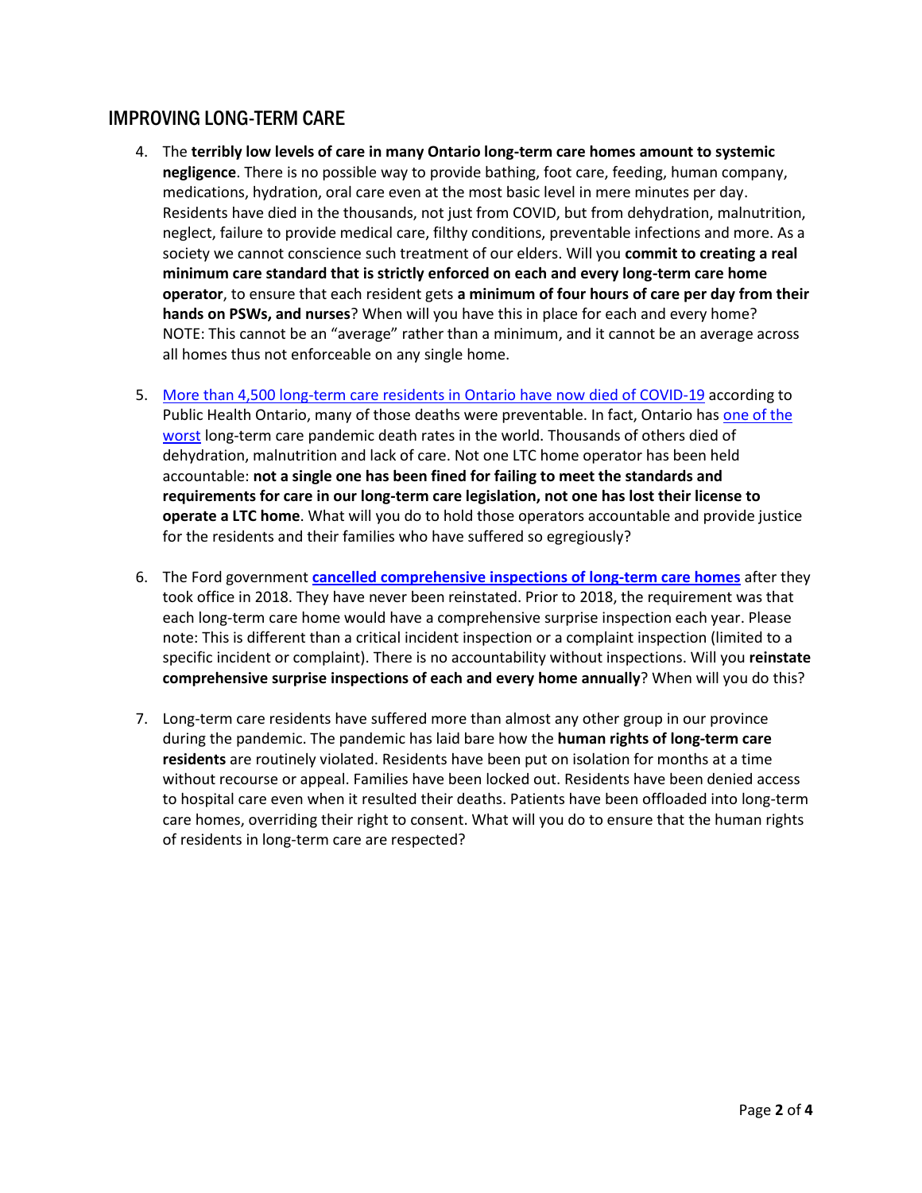## IMPROVING LONG-TERM CARE

4. The **terribly low levels of care in many Ontario long-term care homes amount to systemic negligence**. There is no possible way to provide bathing, foot care, feeding, human company, medications, hydration, oral care even at the most basic level in mere minutes per day. Residents have died in the thousands, not just from COVID, but from dehydration, malnutrition, neglect, failure to provide medical care, filthy conditions, preventable infections and more. As a society we cannot conscience such treatment of our elders. Will you **commit to creating a real minimum care standard that is strictly enforced on each and every long-term care home operator**, to ensure that each resident gets **a minimum of four hours of care per day from their hands on PSWs, and nurses**? When will you have this in place for each and every home? NOTE: This cannot be an "average" rather than a minimum, and it cannot be an average across all homes thus not enforceable on any single home.

5. More than 4,500 long-term care residents in Ontario have now died of COVID-19 according to Public Health Ontario, many of those deaths were preventable. In fact, Ontario has one of the worst long-term care pandemic death rates in the world. Thousands of others died of dehydration, malnutrition and lack of care. Not one LTC home operator has been held accountable: **not a single one has been fined for failing to meet the standards and requirements for care in our long-term care legislation, not one has lost their license to operate a LTC home**. What will you do to hold those operators accountable and provide justice for the residents and their families who have suffered so egregiously?

6. The Ford government **cancelled comprehensive inspections of long-term care homes** after they took office in 2018. They have never been reinstated. Prior to 2018, the requirement was that each long-term care home would have a comprehensive surprise inspection each year. Please note: This is different than a critical incident inspection or a complaint inspection (limited to a specific incident or complaint). There is no accountability without inspections. Will you **reinstate comprehensive surprise inspections of each and every home annually**? When will you do this?

7. Long-term care residents have suffered more than almost any other group in our province during the pandemic. The pandemic has laid bare how the **human rights of long-term care residents** are routinely violated. Residents have been put on isolation for months at a time without recourse or appeal. Families have been locked out. Residents have been denied access to hospital care even when it resulted their deaths. Patients have been offloaded into long-term care homes, overriding their right to consent. What will you do to ensure that the human rights of residents in long-term care are respected?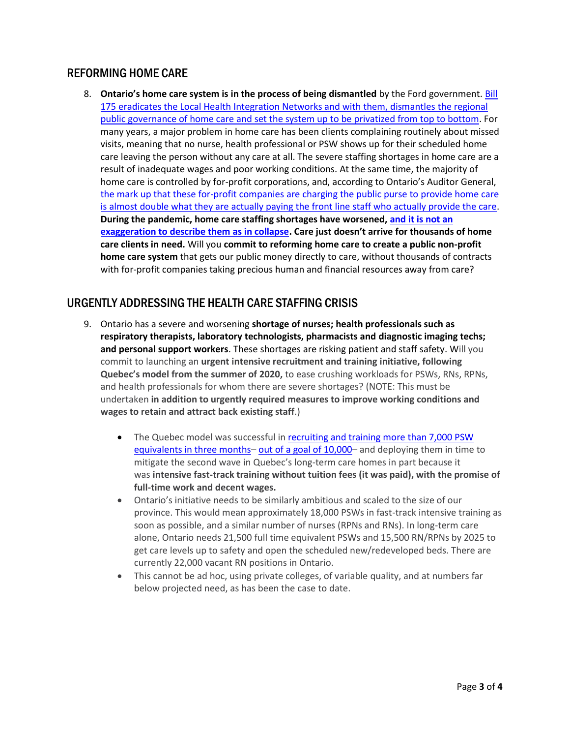## REFORMING HOME CARE

8. **Ontario's home care system is in the process of being dismantled** by the Ford government. Bill 175 eradicates the Local Health Integration Networks and with them, dismantles the regional public governance of home care and set the system up to be privatized from top to bottom. For many years, a major problem in home care has been clients complaining routinely about missed visits, meaning that no nurse, health professional or PSW shows up for their scheduled home care leaving the person without any care at all. The severe staffing shortages in home care are a result of inadequate wages and poor working conditions. At the same time, the majority of home care is controlled by for-profit corporations, and, according to Ontario's Auditor General, the mark up that these for-profit companies are charging the public purse to provide home care is almost double what they are actually paying the front line staff who actually provide the care. **During the pandemic, home care staffing shortages have worsened, and it is not an exaggeration to describe them as in collapse. Care just doesn't arrive for thousands of home care clients in need.** Will you **commit to reforming home care to create a public non-profit home care system** that gets our public money directly to care, without thousands of contracts with for-profit companies taking precious human and financial resources away from care?

## URGENTLY ADDRESSING THE HEALTH CARE STAFFING CRISIS

9. Ontario has a severe and worsening **shortage of nurses; health professionals such as respiratory therapists, laboratory technologists, pharmacists and diagnostic imaging techs; and personal support workers**. These shortages are risking patient and staff safety. Will you commit to launching an **urgent intensive recruitment and training initiative, following Quebec's model from the summer of 2020,** to ease crushing workloads for PSWs, RNs, RPNs, and health professionals for whom there are severe shortages? (NOTE: This must be undertaken **in addition to urgently required measures to improve working conditions and wages to retain and attract back existing staff**.)

    - The Quebec model was successful in recruiting and training more than 7,000 PSW equivalents in three months– out of a goal of 10,000– and deploying them in time to mitigate the second wave in Quebec's long-term care homes in part because it was **intensive fast-track training without tuition fees (it was paid), with the promise of full-time work and decent wages.**
    - Ontario's initiative needs to be similarly ambitious and scaled to the size of our province. This would mean approximately 18,000 PSWs in fast-track intensive training as soon as possible, and a similar number of nurses (RPNs and RNs). In long-term care alone, Ontario needs 21,500 full time equivalent PSWs and 15,500 RN/RPNs by 2025 to get care levels up to safety and open the scheduled new/redeveloped beds. There are currently 22,000 vacant RN positions in Ontario.
    - This cannot be ad hoc, using private colleges, of variable quality, and at numbers far below projected need, as has been the case to date.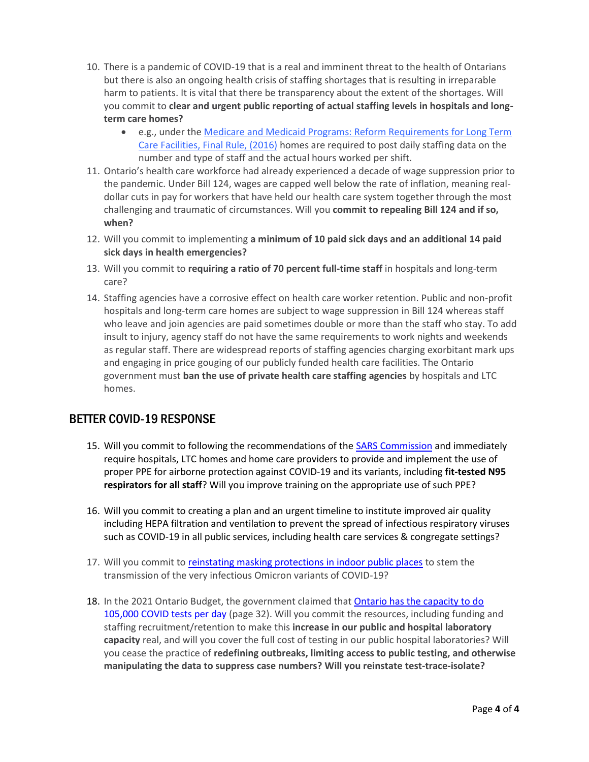10. There is a pandemic of COVID-19 that is a real and imminent threat to the health of Ontarians but there is also an ongoing health crisis of staffing shortages that is resulting in irreparable harm to patients. It is vital that there be transparency about the extent of the shortages. Will you commit to **clear and urgent public reporting of actual staffing levels in hospitals and long-term care homes?**
    - e.g., under the [Medicare and Medicaid Programs: Reform Requirements for Long Term Care Facilities, Final Rule, (2016)]() homes are required to post daily staffing data on the number and type of staff and the actual hours worked per shift.
11. Ontario's health care workforce had already experienced a decade of wage suppression prior to the pandemic. Under Bill 124, wages are capped well below the rate of inflation, meaning real-dollar cuts in pay for workers that have held our health care system together through the most challenging and traumatic of circumstances. Will you **commit to repealing Bill 124 and if so, when?**
12. Will you commit to implementing **a minimum of 10 paid sick days and an additional 14 paid sick days in health emergencies?**
13. Will you commit to **requiring a ratio of 70 percent full-time staff** in hospitals and long-term care?
14. Staffing agencies have a corrosive effect on health care worker retention. Public and non-profit hospitals and long-term care homes are subject to wage suppression in Bill 124 whereas staff who leave and join agencies are paid sometimes double or more than the staff who stay. To add insult to injury, agency staff do not have the same requirements to work nights and weekends as regular staff. There are widespread reports of staffing agencies charging exorbitant mark ups and engaging in price gouging of our publicly funded health care facilities. The Ontario government must **ban the use of private health care staffing agencies** by hospitals and LTC homes.

## BETTER COVID-19 RESPONSE

15. Will you commit to following the recommendations of the [SARS Commission]() and immediately require hospitals, LTC homes and home care providers to provide and implement the use of proper PPE for airborne protection against COVID-19 and its variants, including **fit-tested N95 respirators for all staff**? Will you improve training on the appropriate use of such PPE?
16. Will you commit to creating a plan and an urgent timeline to institute improved air quality including HEPA filtration and ventilation to prevent the spread of infectious respiratory viruses such as COVID-19 in all public services, including health care services & congregate settings?
17. Will you commit to [reinstating masking protections in indoor public places]() to stem the transmission of the very infectious Omicron variants of COVID-19?
18. In the 2021 Ontario Budget, the government claimed that [Ontario has the capacity to do 105,000 COVID tests per day]() (page 32). Will you commit the resources, including funding and staffing recruitment/retention to make this **increase in our public and hospital laboratory capacity** real, and will you cover the full cost of testing in our public hospital laboratories? Will you cease the practice of **redefining outbreaks, limiting access to public testing, and otherwise manipulating the data to suppress case numbers? Will you reinstate test-trace-isolate?**